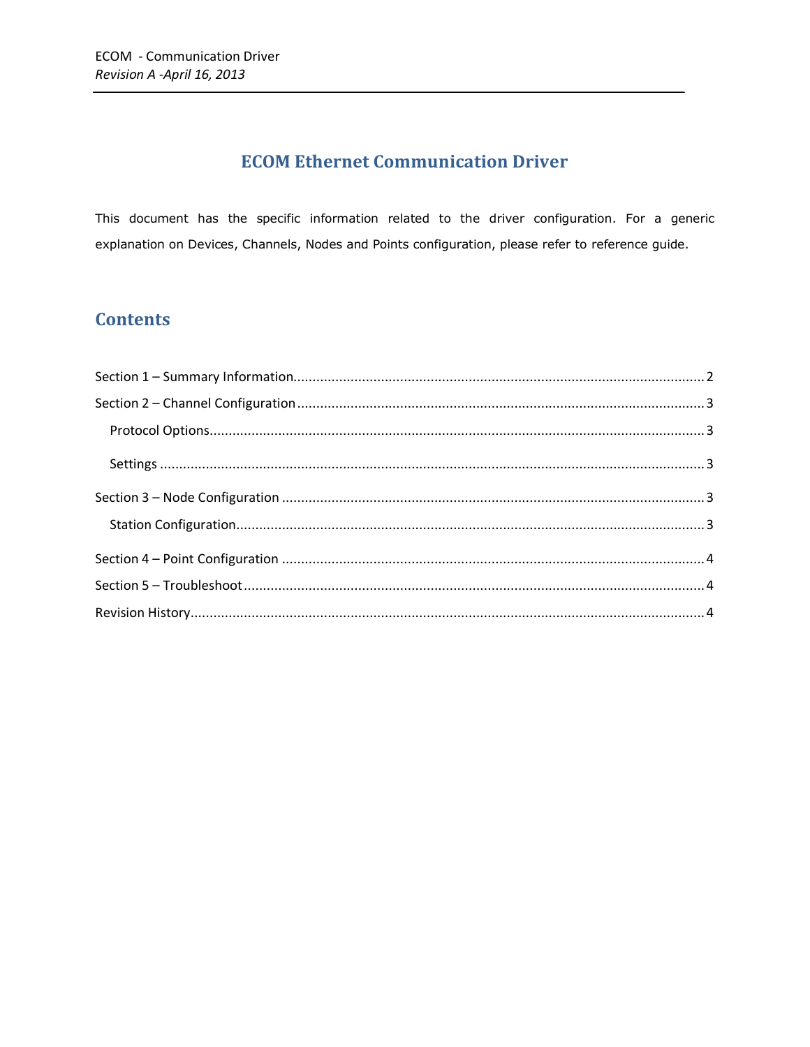# ECOM Ethernet Communication Driver

This document has the specific information related to the driver configuration. For a generic explanation on Devices, Channels, Nodes and Points configuration, please refer to reference guide.

## Contents

Section 1 – Summary Information........................................................................................................... 2

Section 2 – Channel Configuration .......................................................................................................... 3

- Protocol Options................................................................................................................................. 3
- Settings ............................................................................................................................................... 3

Section 3 – Node Configuration .............................................................................................................. 3

- Station Configuration.......................................................................................................................... 3

Section 4 – Point Configuration .............................................................................................................. 4

Section 5 – Troubleshoot ......................................................................................................................... 4

Revision History........................................................................................................................................ 4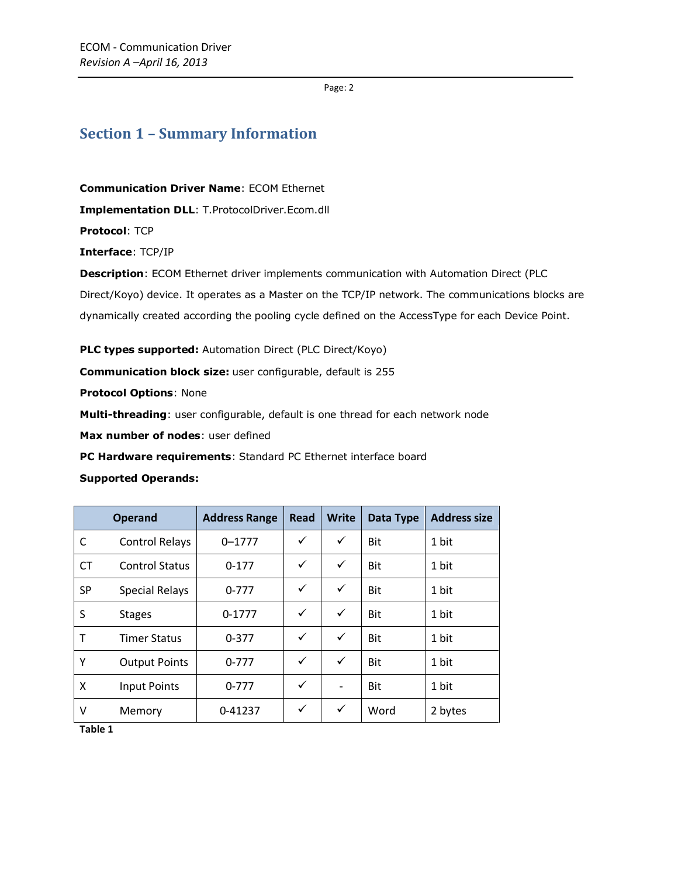## Section 1 – Summary Information

**Communication Driver Name**: ECOM Ethernet

**Implementation DLL**: T.ProtocolDriver.Ecom.dll

**Protocol**: TCP

**Interface**: TCP/IP

**Description**: ECOM Ethernet driver implements communication with Automation Direct (PLC Direct/Koyo) device. It operates as a Master on the TCP/IP network. The communications blocks are dynamically created according the pooling cycle defined on the AccessType for each Device Point.

**PLC types supported:** Automation Direct (PLC Direct/Koyo)

**Communication block size:** user configurable, default is 255

**Protocol Options**: None

**Multi-threading**: user configurable, default is one thread for each network node

**Max number of nodes**: user defined

**PC Hardware requirements**: Standard PC Ethernet interface board

**Supported Operands:**

| Operand | | Address Range | Read | Write | Data Type | Address size |
|---|---|---|---|---|---|---|
| C | Control Relays | 0–1777 | ✓ | ✓ | Bit | 1 bit |
| CT | Control Status | 0-177 | ✓ | ✓ | Bit | 1 bit |
| SP | Special Relays | 0-777 | ✓ | ✓ | Bit | 1 bit |
| S | Stages | 0-1777 | ✓ | ✓ | Bit | 1 bit |
| T | Timer Status | 0-377 | ✓ | ✓ | Bit | 1 bit |
| Y | Output Points | 0-777 | ✓ | ✓ | Bit | 1 bit |
| X | Input Points | 0-777 | ✓ | - | Bit | 1 bit |
| V | Memory | 0-41237 | ✓ | ✓ | Word | 2 bytes |

**Table 1**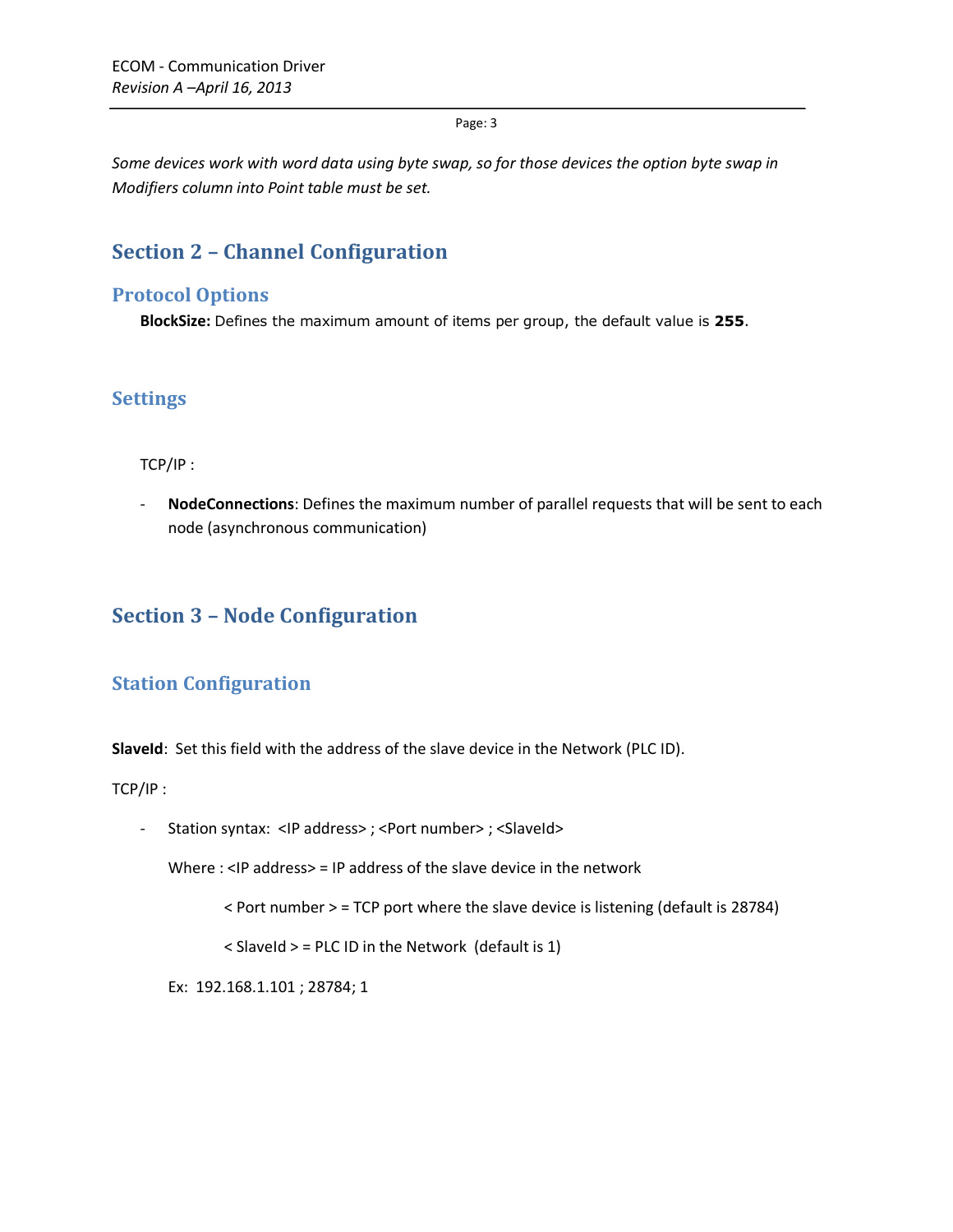*Some devices work with word data using byte swap, so for those devices the option byte swap in Modifiers column into Point table must be set.*

# Section 2 – Channel Configuration

## Protocol Options

**BlockSize:** Defines the maximum amount of items per group, the default value is **255**.

## Settings

TCP/IP :

- **NodeConnections**: Defines the maximum number of parallel requests that will be sent to each node (asynchronous communication)

# Section 3 – Node Configuration

## Station Configuration

**SlaveId**: Set this field with the address of the slave device in the Network (PLC ID).

TCP/IP :

- Station syntax: <IP address> ; <Port number> ; <SlaveId>

  Where : <IP address> = IP address of the slave device in the network

  < Port number > = TCP port where the slave device is listening (default is 28784)

  < SlaveId > = PLC ID in the Network (default is 1)

  Ex: 192.168.1.101 ; 28784; 1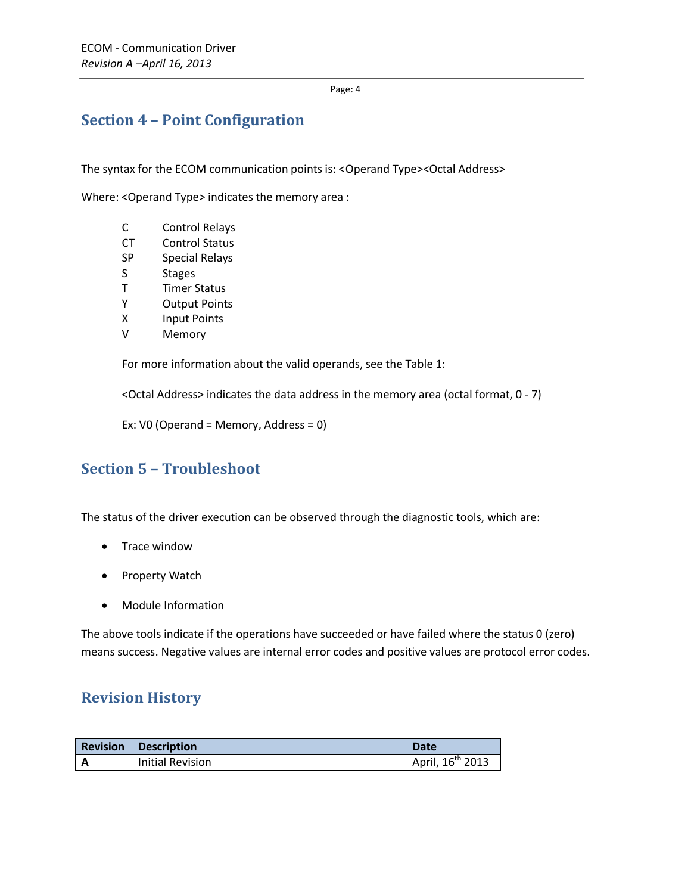## Section 4 – Point Configuration

The syntax for the ECOM communication points is: <Operand Type><Octal Address>

Where: <Operand Type> indicates the memory area :

| | |
|---|---|
| C | Control Relays |
| CT | Control Status |
| SP | Special Relays |
| S | Stages |
| T | Timer Status |
| Y | Output Points |
| X | Input Points |
| V | Memory |

For more information about the valid operands, see the Table 1:

<Octal Address> indicates the data address in the memory area (octal format, 0 - 7)

Ex: V0 (Operand = Memory, Address = 0)

## Section 5 – Troubleshoot

The status of the driver execution can be observed through the diagnostic tools, which are:

- Trace window
- Property Watch
- Module Information

The above tools indicate if the operations have succeeded or have failed where the status 0 (zero) means success. Negative values are internal error codes and positive values are protocol error codes.

## Revision History

| Revision | Description | Date |
|---|---|---|
| **A** | Initial Revision | April, 16th 2013 |